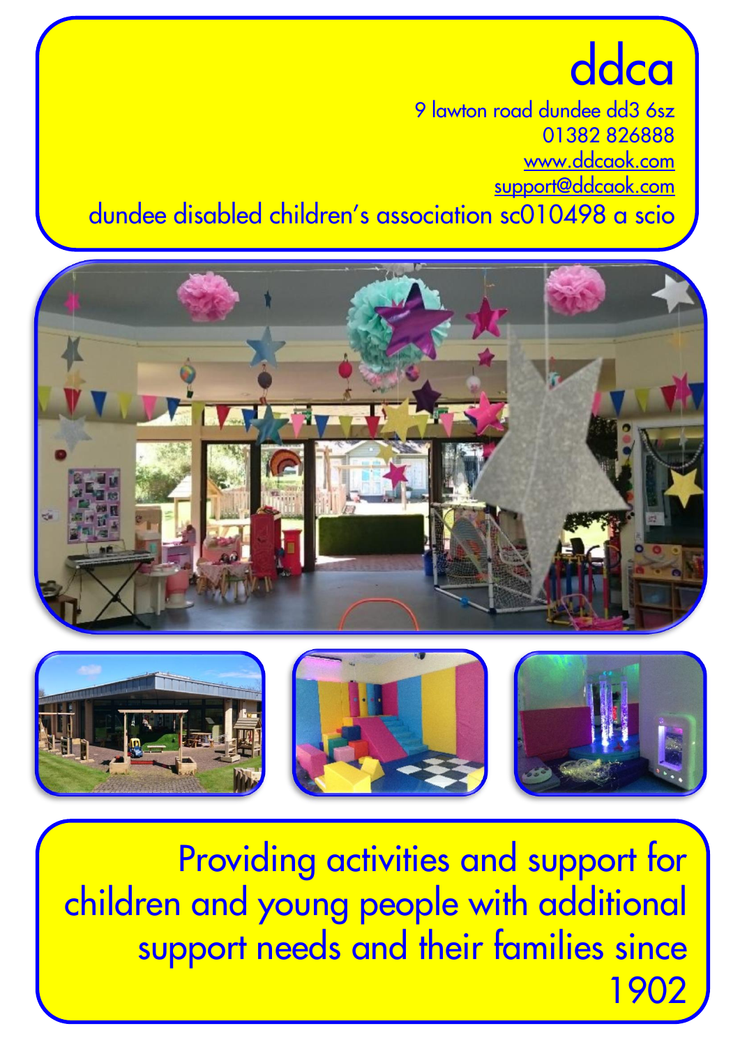# ddca

9 lawton road dundee dd3 6sz
01382 826888
www.ddcaok.com
support@ddcaok.com
dundee disabled children's association sc010498 a scio

Providing activities and support for children and young people with additional support needs and their families since 1902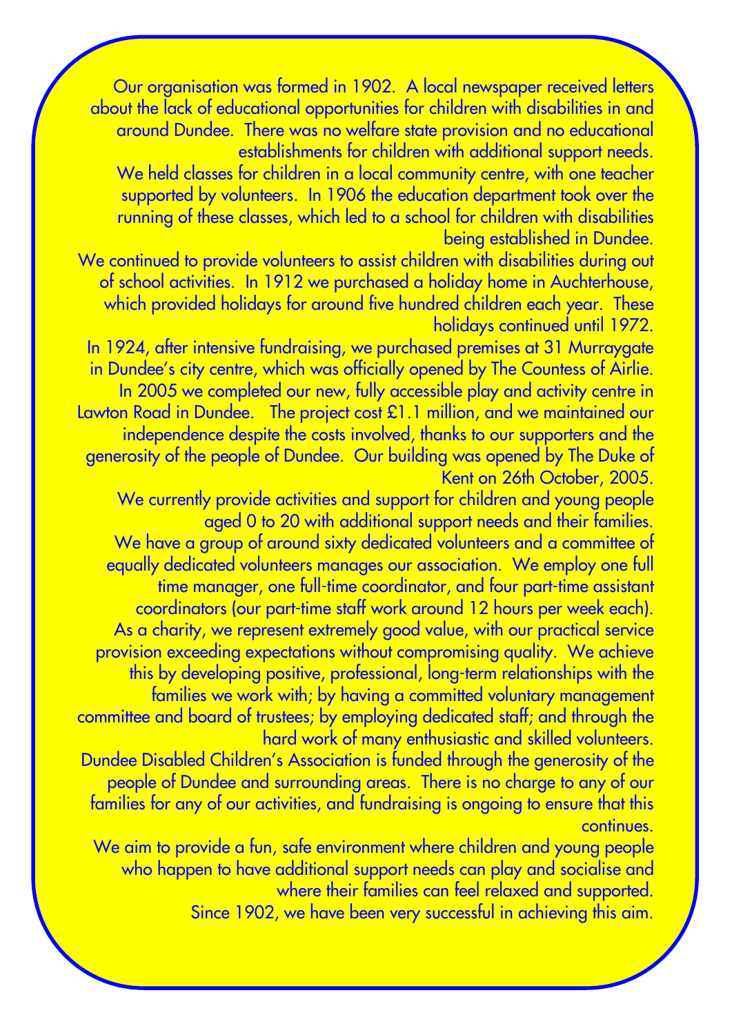Our organisation was formed in 1902. A local newspaper received letters about the lack of educational opportunities for children with disabilities in and around Dundee. There was no welfare state provision and no educational establishments for children with additional support needs.

We held classes for children in a local community centre, with one teacher supported by volunteers. In 1906 the education department took over the running of these classes, which led to a school for children with disabilities being established in Dundee.

We continued to provide volunteers to assist children with disabilities during out of school activities. In 1912 we purchased a holiday home in Auchterhouse, which provided holidays for around five hundred children each year. These holidays continued until 1972.

In 1924, after intensive fundraising, we purchased premises at 31 Murraygate in Dundee's city centre, which was officially opened by The Countess of Airlie.

In 2005 we completed our new, fully accessible play and activity centre in Lawton Road in Dundee. The project cost £1.1 million, and we maintained our independence despite the costs involved, thanks to our supporters and the generosity of the people of Dundee. Our building was opened by The Duke of Kent on 26th October, 2005.

We currently provide activities and support for children and young people aged 0 to 20 with additional support needs and their families.

We have a group of around sixty dedicated volunteers and a committee of equally dedicated volunteers manages our association. We employ one full time manager, one full-time coordinator, and four part-time assistant coordinators (our part-time staff work around 12 hours per week each).

As a charity, we represent extremely good value, with our practical service provision exceeding expectations without compromising quality. We achieve this by developing positive, professional, long-term relationships with the families we work with; by having a committed voluntary management committee and board of trustees; by employing dedicated staff; and through the hard work of many enthusiastic and skilled volunteers.

Dundee Disabled Children's Association is funded through the generosity of the people of Dundee and surrounding areas. There is no charge to any of our families for any of our activities, and fundraising is ongoing to ensure that this continues.

We aim to provide a fun, safe environment where children and young people who happen to have additional support needs can play and socialise and where their families can feel relaxed and supported.

Since 1902, we have been very successful in achieving this aim.